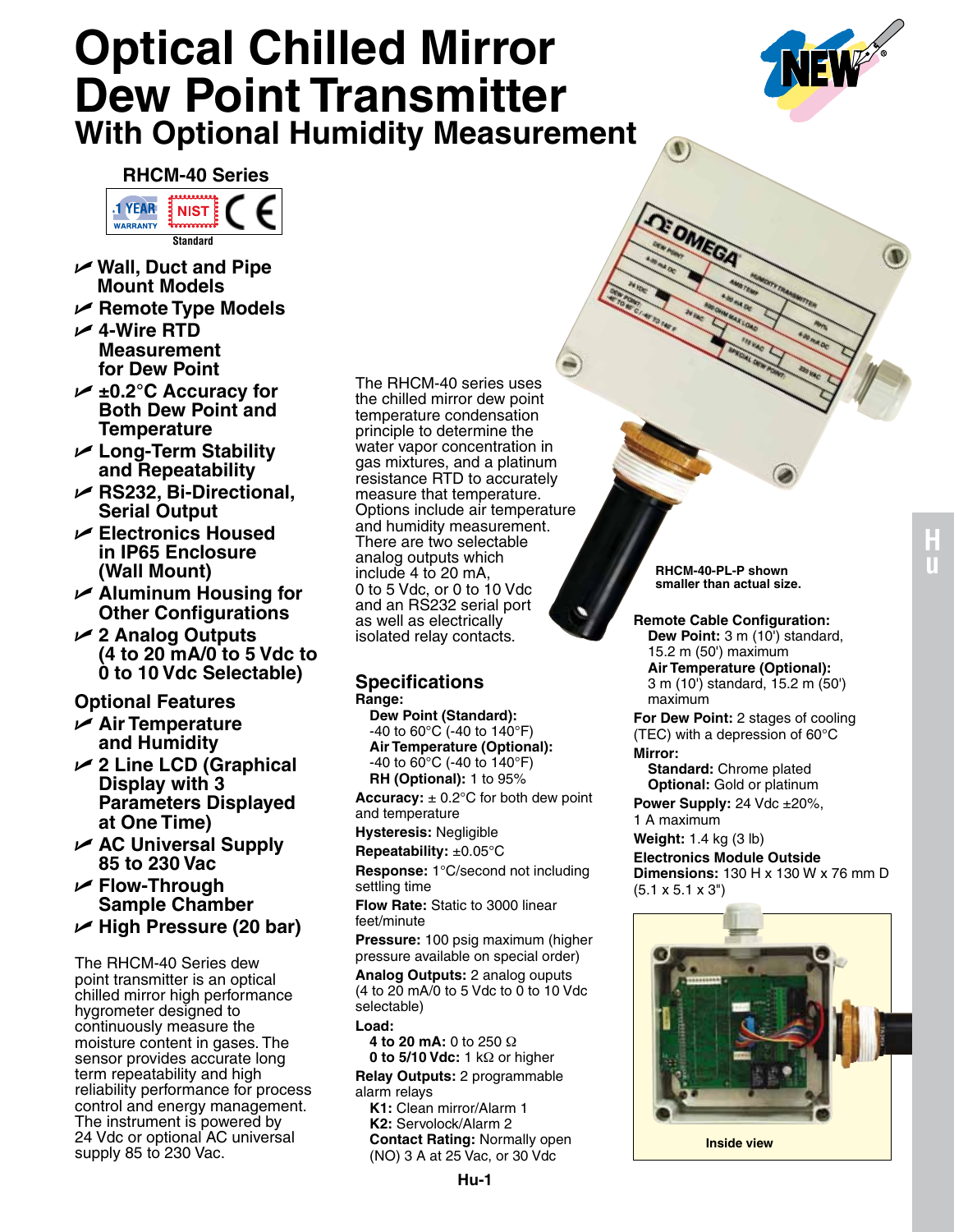# Optical Chilled Mirror Dew Point Transmitter

## With Optional Humidity Measurement

### RHCM-40 Series

- Wall, Duct and Pipe Mount Models
- Remote Type Models
- 4-Wire RTD Measurement for Dew Point
- ±0.2°C Accuracy for Both Dew Point and Temperature
- Long-Term Stability and Repeatability
- RS232, Bi-Directional, Serial Output
- Electronics Housed in IP65 Enclosure (Wall Mount)
- Aluminum Housing for Other Configurations
- 2 Analog Outputs (4 to 20 mA/0 to 5 Vdc to 0 to 10 Vdc Selectable)

### Optional Features

- Air Temperature and Humidity
- 2 Line LCD (Graphical Display with 3 Parameters Displayed at One Time)
- AC Universal Supply 85 to 230 Vac
- Flow-Through Sample Chamber
- High Pressure (20 bar)

The RHCM-40 Series dew point transmitter is an optical chilled mirror high performance hygrometer designed to continuously measure the moisture content in gases. The sensor provides accurate long term repeatability and high reliability performance for process control and energy management. The instrument is powered by 24 Vdc or optional AC universal supply 85 to 230 Vac.

The RHCM-40 series uses the chilled mirror dew point temperature condensation principle to determine the water vapor concentration in gas mixtures, and a platinum resistance RTD to accurately measure that temperature. Options include air temperature and humidity measurement. There are two selectable analog outputs which include 4 to 20 mA, 0 to 5 Vdc, or 0 to 10 Vdc and an RS232 serial port as well as electrically isolated relay contacts.

RHCM-40-PL-P shown smaller than actual size.

## Specifications

**Range:**
**Dew Point (Standard):** -40 to 60°C (-40 to 140°F)
**Air Temperature (Optional):** -40 to 60°C (-40 to 140°F)
**RH (Optional):** 1 to 95%

**Accuracy:** ± 0.2°C for both dew point and temperature

**Hysteresis:** Negligible

**Repeatability:** ±0.05°C

**Response:** 1°C/second not including settling time

**Flow Rate:** Static to 3000 linear feet/minute

**Pressure:** 100 psig maximum (higher pressure available on special order)

**Analog Outputs:** 2 analog ouputs (4 to 20 mA/0 to 5 Vdc to 0 to 10 Vdc selectable)

**Load:**
**4 to 20 mA:** 0 to 250 Ω
**0 to 5/10 Vdc:** 1 kΩ or higher

**Relay Outputs:** 2 programmable alarm relays
**K1:** Clean mirror/Alarm 1
**K2:** Servolock/Alarm 2
**Contact Rating:** Normally open (NO) 3 A at 25 Vac, or 30 Vdc

**Remote Cable Configuration:**
**Dew Point:** 3 m (10') standard, 15.2 m (50') maximum
**Air Temperature (Optional):** 3 m (10') standard, 15.2 m (50') maximum

**For Dew Point:** 2 stages of cooling (TEC) with a depression of 60°C

**Mirror:**
**Standard:** Chrome plated
**Optional:** Gold or platinum

**Power Supply:** 24 Vdc ±20%, 1 A maximum

**Weight:** 1.4 kg (3 lb)

**Electronics Module Outside Dimensions:** 130 H x 130 W x 76 mm D (5.1 x 5.1 x 3")

Inside view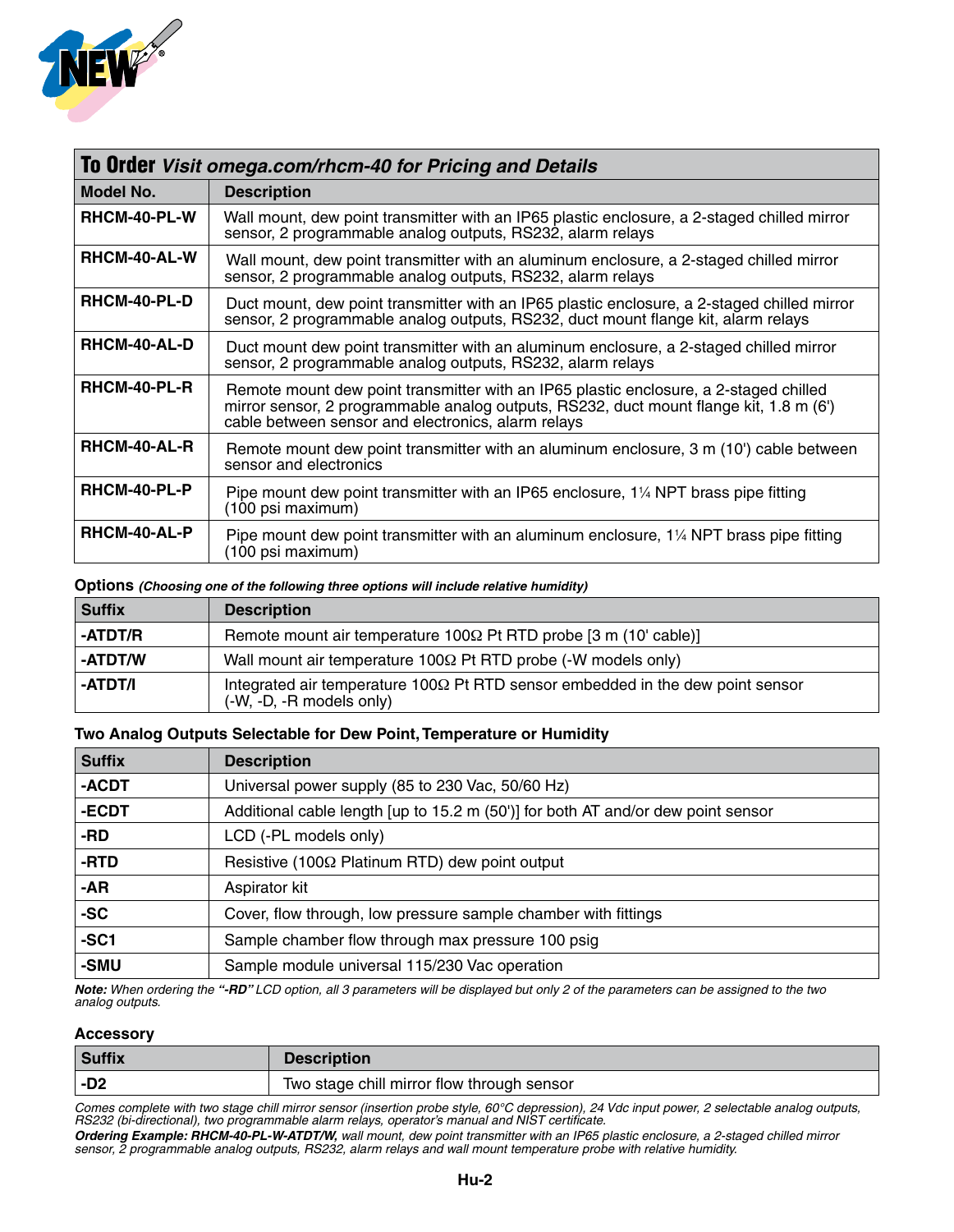## To Order *Visit omega.com/rhcm-40 for Pricing and Details*

| Model No. | Description |
|---|---|
| **RHCM-40-PL-W** | Wall mount, dew point transmitter with an IP65 plastic enclosure, a 2-staged chilled mirror sensor, 2 programmable analog outputs, RS232, alarm relays |
| **RHCM-40-AL-W** | Wall mount, dew point transmitter with an aluminum enclosure, a 2-staged chilled mirror sensor, 2 programmable analog outputs, RS232, alarm relays |
| **RHCM-40-PL-D** | Duct mount, dew point transmitter with an IP65 plastic enclosure, a 2-staged chilled mirror sensor, 2 programmable analog outputs, RS232, duct mount flange kit, alarm relays |
| **RHCM-40-AL-D** | Duct mount dew point transmitter with an aluminum enclosure, a 2-staged chilled mirror sensor, 2 programmable analog outputs, RS232, alarm relays |
| **RHCM-40-PL-R** | Remote mount dew point transmitter with an IP65 plastic enclosure, a 2-staged chilled mirror sensor, 2 programmable analog outputs, RS232, duct mount flange kit, 1.8 m (6') cable between sensor and electronics, alarm relays |
| **RHCM-40-AL-R** | Remote mount dew point transmitter with an aluminum enclosure, 3 m (10') cable between sensor and electronics |
| **RHCM-40-PL-P** | Pipe mount dew point transmitter with an IP65 enclosure, 1¼ NPT brass pipe fitting (100 psi maximum) |
| **RHCM-40-AL-P** | Pipe mount dew point transmitter with an aluminum enclosure, 1¼ NPT brass pipe fitting (100 psi maximum) |

### Options *(Choosing one of the following three options will include relative humidity)*

| Suffix | Description |
|---|---|
| **-ATDT/R** | Remote mount air temperature 100Ω Pt RTD probe [3 m (10' cable)] |
| **-ATDT/W** | Wall mount air temperature 100Ω Pt RTD probe (-W models only) |
| **-ATDT/I** | Integrated air temperature 100Ω Pt RTD sensor embedded in the dew point sensor (-W, -D, -R models only) |

### Two Analog Outputs Selectable for Dew Point, Temperature or Humidity

| Suffix | Description |
|---|---|
| **-ACDT** | Universal power supply (85 to 230 Vac, 50/60 Hz) |
| **-ECDT** | Additional cable length [up to 15.2 m (50')] for both AT and/or dew point sensor |
| **-RD** | LCD (-PL models only) |
| **-RTD** | Resistive (100Ω Platinum RTD) dew point output |
| **-AR** | Aspirator kit |
| **-SC** | Cover, flow through, low pressure sample chamber with fittings |
| **-SC1** | Sample chamber flow through max pressure 100 psig |
| **-SMU** | Sample module universal 115/230 Vac operation |

***Note:*** *When ordering the **"-RD"** LCD option, all 3 parameters will be displayed but only 2 of the parameters can be assigned to the two analog outputs.*

### Accessory

| Suffix | Description |
|---|---|
| **-D2** | Two stage chill mirror flow through sensor |

*Comes complete with two stage chill mirror sensor (insertion probe style, 60°C depression), 24 Vdc input power, 2 selectable analog outputs, RS232 (bi-directional), two programmable alarm relays, operator's manual and NIST certificate.*

***Ordering Example: RHCM-40-PL-W-ATDT/W,*** *wall mount, dew point transmitter with an IP65 plastic enclosure, a 2-staged chilled mirror sensor, 2 programmable analog outputs, RS232, alarm relays and wall mount temperature probe with relative humidity.*